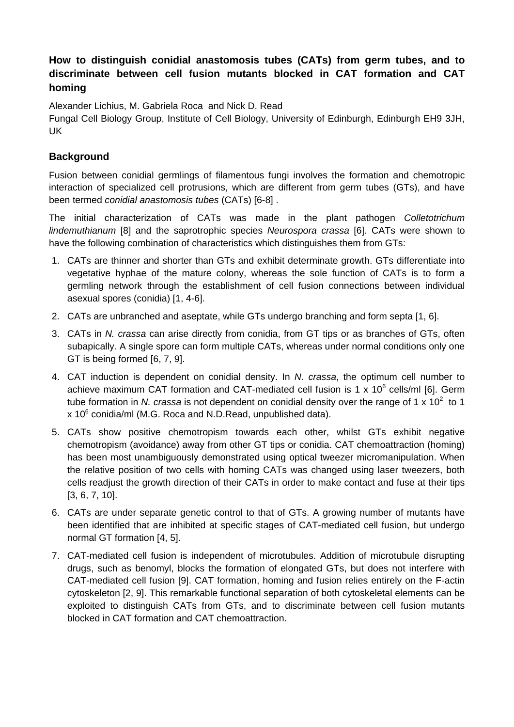# How to distinguish conidial anastomosis tubes (CATs) from germ tubes, and to discriminate between cell fusion mutants blocked in CAT formation and CAT homing

Alexander Lichius, M. Gabriela Roca and Nick D. Read

Fungal Cell Biology Group, Institute of Cell Biology, University of Edinburgh, Edinburgh EH9 3JH, UK

## Background

Fusion between conidial germlings of filamentous fungi involves the formation and chemotropic interaction of specialized cell protrusions, which are different from germ tubes (GTs), and have been termed *conidial anastomosis tubes* (CATs) [6-8] .

The initial characterization of CATs was made in the plant pathogen *Colletotrichum lindemuthianum* [8] and the saprotrophic species *Neurospora crassa* [6]. CATs were shown to have the following combination of characteristics which distinguishes them from GTs:

1. CATs are thinner and shorter than GTs and exhibit determinate growth. GTs differentiate into vegetative hyphae of the mature colony, whereas the sole function of CATs is to form a germling network through the establishment of cell fusion connections between individual asexual spores (conidia) [1, 4-6].
2. CATs are unbranched and aseptate, while GTs undergo branching and form septa [1, 6].
3. CATs in *N. crassa* can arise directly from conidia, from GT tips or as branches of GTs, often subapically. A single spore can form multiple CATs, whereas under normal conditions only one GT is being formed [6, 7, 9].
4. CAT induction is dependent on conidial density. In *N. crassa*, the optimum cell number to achieve maximum CAT formation and CAT-mediated cell fusion is $1 \times 10^6$ cells/ml [6]. Germ tube formation in *N. crassa* is not dependent on conidial density over the range of $1 \times 10^2$ to $1 \times 10^6$ conidia/ml (M.G. Roca and N.D.Read, unpublished data).
5. CATs show positive chemotropism towards each other, whilst GTs exhibit negative chemotropism (avoidance) away from other GT tips or conidia. CAT chemoattraction (homing) has been most unambiguously demonstrated using optical tweezer micromanipulation. When the relative position of two cells with homing CATs was changed using laser tweezers, both cells readjust the growth direction of their CATs in order to make contact and fuse at their tips [3, 6, 7, 10].
6. CATs are under separate genetic control to that of GTs. A growing number of mutants have been identified that are inhibited at specific stages of CAT-mediated cell fusion, but undergo normal GT formation [4, 5].
7. CAT-mediated cell fusion is independent of microtubules. Addition of microtubule disrupting drugs, such as benomyl, blocks the formation of elongated GTs, but does not interfere with CAT-mediated cell fusion [9]. CAT formation, homing and fusion relies entirely on the F-actin cytoskeleton [2, 9]. This remarkable functional separation of both cytoskeletal elements can be exploited to distinguish CATs from GTs, and to discriminate between cell fusion mutants blocked in CAT formation and CAT chemoattraction.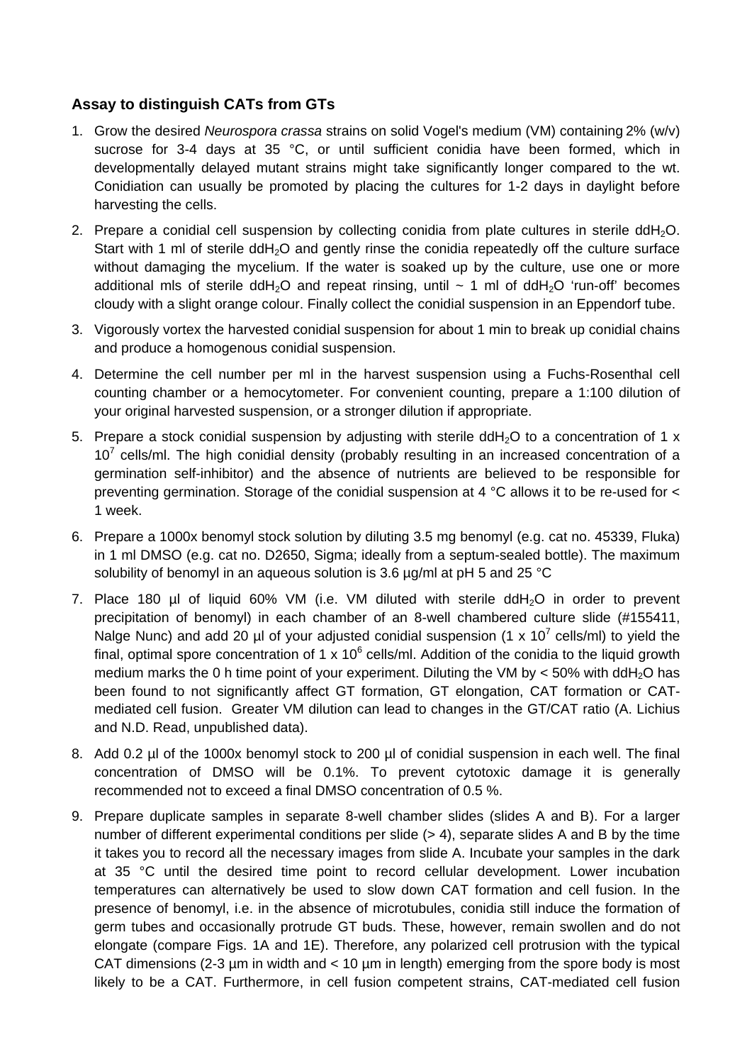### Assay to distinguish CATs from GTs

1. Grow the desired *Neurospora crassa* strains on solid Vogel's medium (VM) containing 2% (w/v) sucrose for 3-4 days at 35 °C, or until sufficient conidia have been formed, which in developmentally delayed mutant strains might take significantly longer compared to the wt. Conidiation can usually be promoted by placing the cultures for 1-2 days in daylight before harvesting the cells.
2. Prepare a conidial cell suspension by collecting conidia from plate cultures in sterile $ddH_2O$. Start with 1 ml of sterile $ddH_2O$ and gently rinse the conidia repeatedly off the culture surface without damaging the mycelium. If the water is soaked up by the culture, use one or more additional mls of sterile $ddH_2O$ and repeat rinsing, until ~ 1 ml of $ddH_2O$ 'run-off' becomes cloudy with a slight orange colour. Finally collect the conidial suspension in an Eppendorf tube.
3. Vigorously vortex the harvested conidial suspension for about 1 min to break up conidial chains and produce a homogenous conidial suspension.
4. Determine the cell number per ml in the harvest suspension using a Fuchs-Rosenthal cell counting chamber or a hemocytometer. For convenient counting, prepare a 1:100 dilution of your original harvested suspension, or a stronger dilution if appropriate.
5. Prepare a stock conidial suspension by adjusting with sterile $ddH_2O$ to a concentration of $1 \times 10^7$ cells/ml. The high conidial density (probably resulting in an increased concentration of a germination self-inhibitor) and the absence of nutrients are believed to be responsible for preventing germination. Storage of the conidial suspension at 4 °C allows it to be re-used for < 1 week.
6. Prepare a 1000x benomyl stock solution by diluting 3.5 mg benomyl (e.g. cat no. 45339, Fluka) in 1 ml DMSO (e.g. cat no. D2650, Sigma; ideally from a septum-sealed bottle). The maximum solubility of benomyl in an aqueous solution is 3.6 µg/ml at pH 5 and 25 °C
7. Place 180 µl of liquid 60% VM (i.e. VM diluted with sterile $ddH_2O$ in order to prevent precipitation of benomyl) in each chamber of an 8-well chambered culture slide (#155411, Nalge Nunc) and add 20 µl of your adjusted conidial suspension ($1 \times 10^7$ cells/ml) to yield the final, optimal spore concentration of $1 \times 10^6$ cells/ml. Addition of the conidia to the liquid growth medium marks the 0 h time point of your experiment. Diluting the VM by < 50% with $ddH_2O$ has been found to not significantly affect GT formation, GT elongation, CAT formation or CAT-mediated cell fusion. Greater VM dilution can lead to changes in the GT/CAT ratio (A. Lichius and N.D. Read, unpublished data).
8. Add 0.2 µl of the 1000x benomyl stock to 200 µl of conidial suspension in each well. The final concentration of DMSO will be 0.1%. To prevent cytotoxic damage it is generally recommended not to exceed a final DMSO concentration of 0.5 %.
9. Prepare duplicate samples in separate 8-well chamber slides (slides A and B). For a larger number of different experimental conditions per slide (> 4), separate slides A and B by the time it takes you to record all the necessary images from slide A. Incubate your samples in the dark at 35 °C until the desired time point to record cellular development. Lower incubation temperatures can alternatively be used to slow down CAT formation and cell fusion. In the presence of benomyl, i.e. in the absence of microtubules, conidia still induce the formation of germ tubes and occasionally protrude GT buds. These, however, remain swollen and do not elongate (compare Figs. 1A and 1E). Therefore, any polarized cell protrusion with the typical CAT dimensions (2-3 µm in width and < 10 µm in length) emerging from the spore body is most likely to be a CAT. Furthermore, in cell fusion competent strains, CAT-mediated cell fusion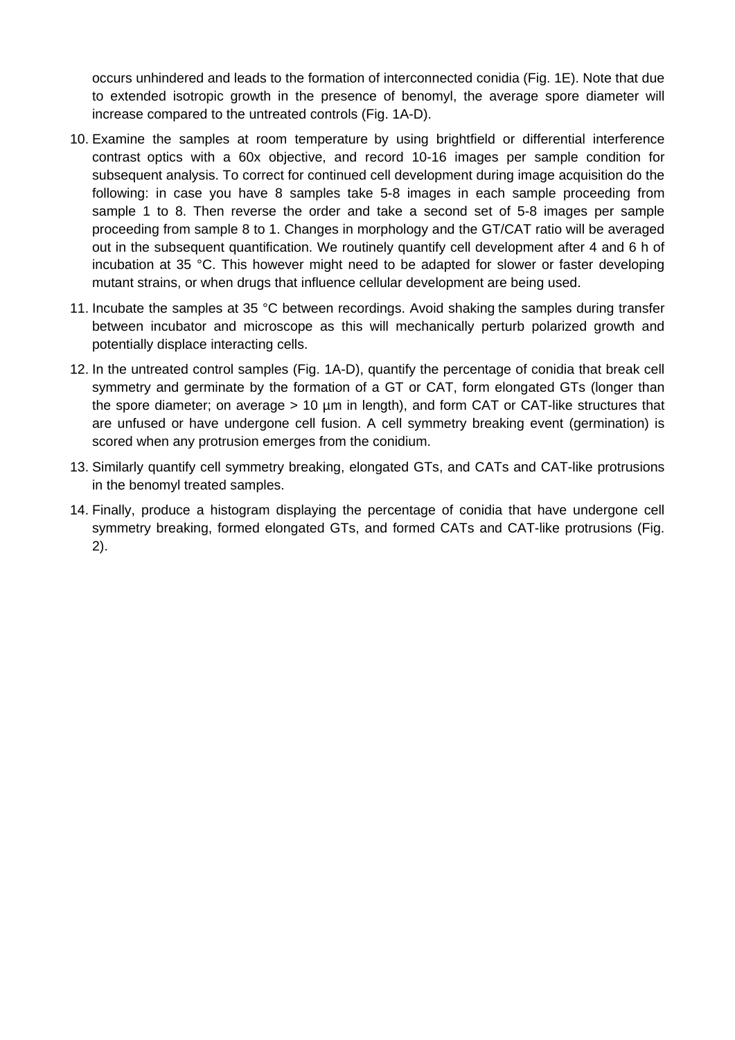occurs unhindered and leads to the formation of interconnected conidia (Fig. 1E). Note that due to extended isotropic growth in the presence of benomyl, the average spore diameter will increase compared to the untreated controls (Fig. 1A-D).

10. Examine the samples at room temperature by using brightfield or differential interference contrast optics with a 60x objective, and record 10-16 images per sample condition for subsequent analysis. To correct for continued cell development during image acquisition do the following: in case you have 8 samples take 5-8 images in each sample proceeding from sample 1 to 8. Then reverse the order and take a second set of 5-8 images per sample proceeding from sample 8 to 1. Changes in morphology and the GT/CAT ratio will be averaged out in the subsequent quantification. We routinely quantify cell development after 4 and 6 h of incubation at 35 °C. This however might need to be adapted for slower or faster developing mutant strains, or when drugs that influence cellular development are being used.
11. Incubate the samples at 35 °C between recordings. Avoid shaking the samples during transfer between incubator and microscope as this will mechanically perturb polarized growth and potentially displace interacting cells.
12. In the untreated control samples (Fig. 1A-D), quantify the percentage of conidia that break cell symmetry and germinate by the formation of a GT or CAT, form elongated GTs (longer than the spore diameter; on average > 10 µm in length), and form CAT or CAT-like structures that are unfused or have undergone cell fusion. A cell symmetry breaking event (germination) is scored when any protrusion emerges from the conidium.
13. Similarly quantify cell symmetry breaking, elongated GTs, and CATs and CAT-like protrusions in the benomyl treated samples.
14. Finally, produce a histogram displaying the percentage of conidia that have undergone cell symmetry breaking, formed elongated GTs, and formed CATs and CAT-like protrusions (Fig. 2).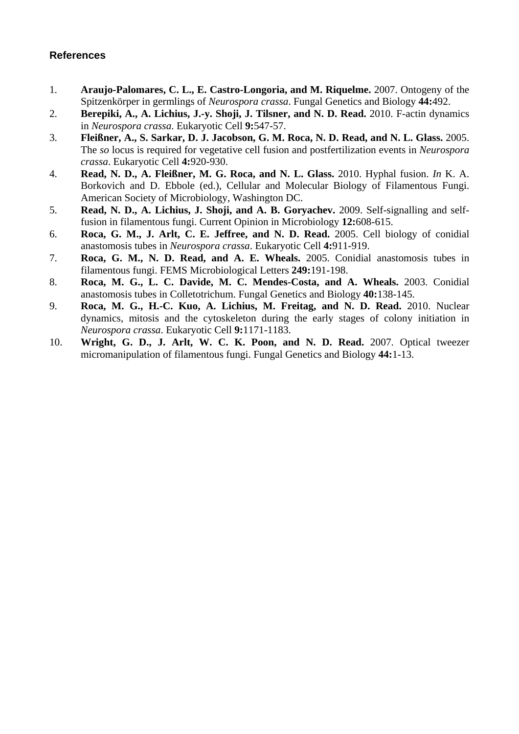## References

1. **Araujo-Palomares, C. L., E. Castro-Longoria, and M. Riquelme.** 2007. Ontogeny of the Spitzenkörper in germlings of *Neurospora crassa*. Fungal Genetics and Biology **44:**492.
2. **Berepiki, A., A. Lichius, J.-y. Shoji, J. Tilsner, and N. D. Read.** 2010. F-actin dynamics in *Neurospora crassa*. Eukaryotic Cell **9:**547-57.
3. **Fleißner, A., S. Sarkar, D. J. Jacobson, G. M. Roca, N. D. Read, and N. L. Glass.** 2005. The *so* locus is required for vegetative cell fusion and postfertilization events in *Neurospora crassa*. Eukaryotic Cell **4:**920-930.
4. **Read, N. D., A. Fleißner, M. G. Roca, and N. L. Glass.** 2010. Hyphal fusion. *In* K. A. Borkovich and D. Ebbole (ed.), Cellular and Molecular Biology of Filamentous Fungi. American Society of Microbiology, Washington DC.
5. **Read, N. D., A. Lichius, J. Shoji, and A. B. Goryachev.** 2009. Self-signalling and self-fusion in filamentous fungi. Current Opinion in Microbiology **12:**608-615.
6. **Roca, G. M., J. Arlt, C. E. Jeffree, and N. D. Read.** 2005. Cell biology of conidial anastomosis tubes in *Neurospora crassa*. Eukaryotic Cell **4:**911-919.
7. **Roca, G. M., N. D. Read, and A. E. Wheals.** 2005. Conidial anastomosis tubes in filamentous fungi. FEMS Microbiological Letters **249:**191-198.
8. **Roca, M. G., L. C. Davide, M. C. Mendes-Costa, and A. Wheals.** 2003. Conidial anastomosis tubes in Colletotrichum. Fungal Genetics and Biology **40:**138-145.
9. **Roca, M. G., H.-C. Kuo, A. Lichius, M. Freitag, and N. D. Read.** 2010. Nuclear dynamics, mitosis and the cytoskeleton during the early stages of colony initiation in *Neurospora crassa*. Eukaryotic Cell **9:**1171-1183.
10. **Wright, G. D., J. Arlt, W. C. K. Poon, and N. D. Read.** 2007. Optical tweezer micromanipulation of filamentous fungi. Fungal Genetics and Biology **44:**1-13.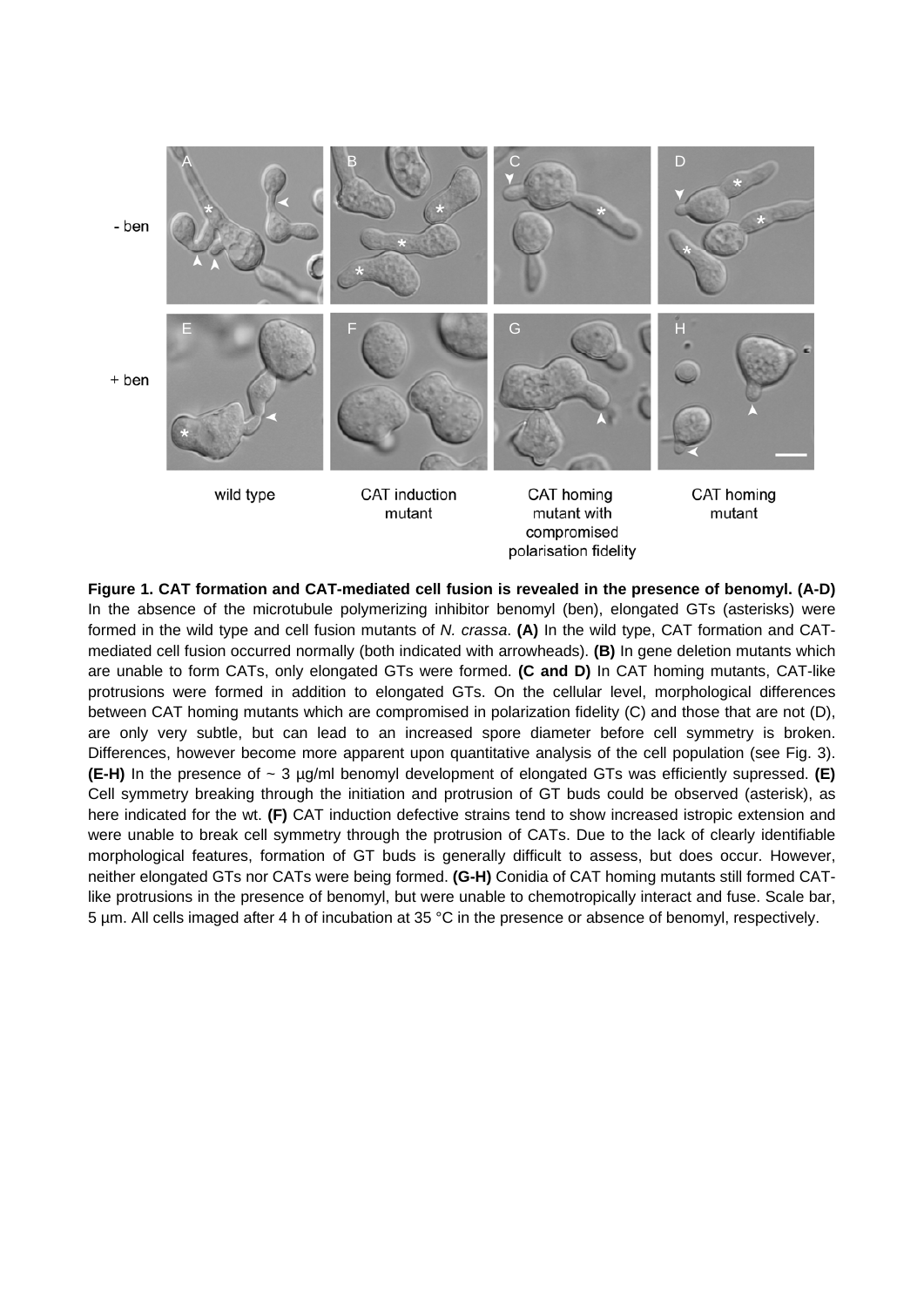**Figure 1. CAT formation and CAT-mediated cell fusion is revealed in the presence of benomyl. (A-D)** In the absence of the microtubule polymerizing inhibitor benomyl (ben), elongated GTs (asterisks) were formed in the wild type and cell fusion mutants of *N. crassa*. **(A)** In the wild type, CAT formation and CAT-mediated cell fusion occurred normally (both indicated with arrowheads). **(B)** In gene deletion mutants which are unable to form CATs, only elongated GTs were formed. **(C and D)** In CAT homing mutants, CAT-like protrusions were formed in addition to elongated GTs. On the cellular level, morphological differences between CAT homing mutants which are compromised in polarization fidelity (C) and those that are not (D), are only very subtle, but can lead to an increased spore diameter before cell symmetry is broken. Differences, however become more apparent upon quantitative analysis of the cell population (see Fig. 3). **(E-H)** In the presence of ~ 3 µg/ml benomyl development of elongated GTs was efficiently supressed. **(E)** Cell symmetry breaking through the initiation and protrusion of GT buds could be observed (asterisk), as here indicated for the wt. **(F)** CAT induction defective strains tend to show increased istropic extension and were unable to break cell symmetry through the protrusion of CATs. Due to the lack of clearly identifiable morphological features, formation of GT buds is generally difficult to assess, but does occur. However, neither elongated GTs nor CATs were being formed. **(G-H)** Conidia of CAT homing mutants still formed CAT-like protrusions in the presence of benomyl, but were unable to chemotropically interact and fuse. Scale bar, 5 µm. All cells imaged after 4 h of incubation at 35 °C in the presence or absence of benomyl, respectively.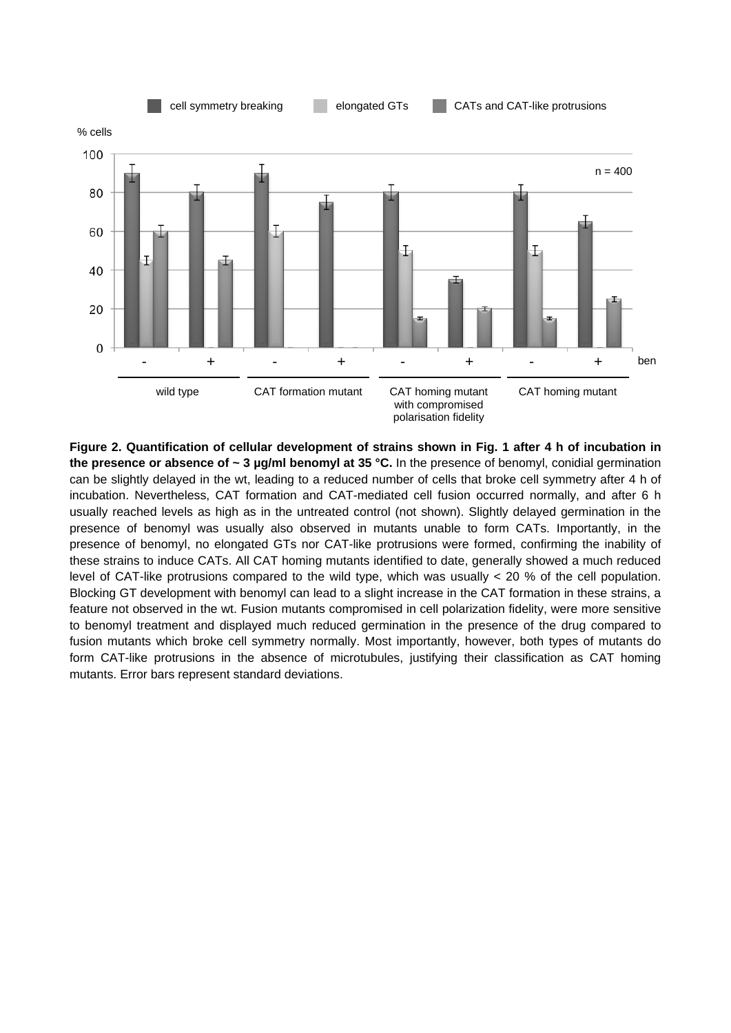cell symmetry breaking    elongated GTs    CATs and CAT-like protrusions

% cells

100

80

60

40

20

0

n = 400

- + - + - + - +

ben

wild type    CAT formation mutant    CAT homing mutant with compromised polarisation fidelity    CAT homing mutant

**Figure 2. Quantification of cellular development of strains shown in Fig. 1 after 4 h of incubation in the presence or absence of ~ 3 µg/ml benomyl at 35 °C.** In the presence of benomyl, conidial germination can be slightly delayed in the wt, leading to a reduced number of cells that broke cell symmetry after 4 h of incubation. Nevertheless, CAT formation and CAT-mediated cell fusion occurred normally, and after 6 h usually reached levels as high as in the untreated control (not shown). Slightly delayed germination in the presence of benomyl was usually also observed in mutants unable to form CATs. Importantly, in the presence of benomyl, no elongated GTs nor CAT-like protrusions were formed, confirming the inability of these strains to induce CATs. All CAT homing mutants identified to date, generally showed a much reduced level of CAT-like protrusions compared to the wild type, which was usually < 20 % of the cell population. Blocking GT development with benomyl can lead to a slight increase in the CAT formation in these strains, a feature not observed in the wt. Fusion mutants compromised in cell polarization fidelity, were more sensitive to benomyl treatment and displayed much reduced germination in the presence of the drug compared to fusion mutants which broke cell symmetry normally. Most importantly, however, both types of mutants do form CAT-like protrusions in the absence of microtubules, justifying their classification as CAT homing mutants. Error bars represent standard deviations.